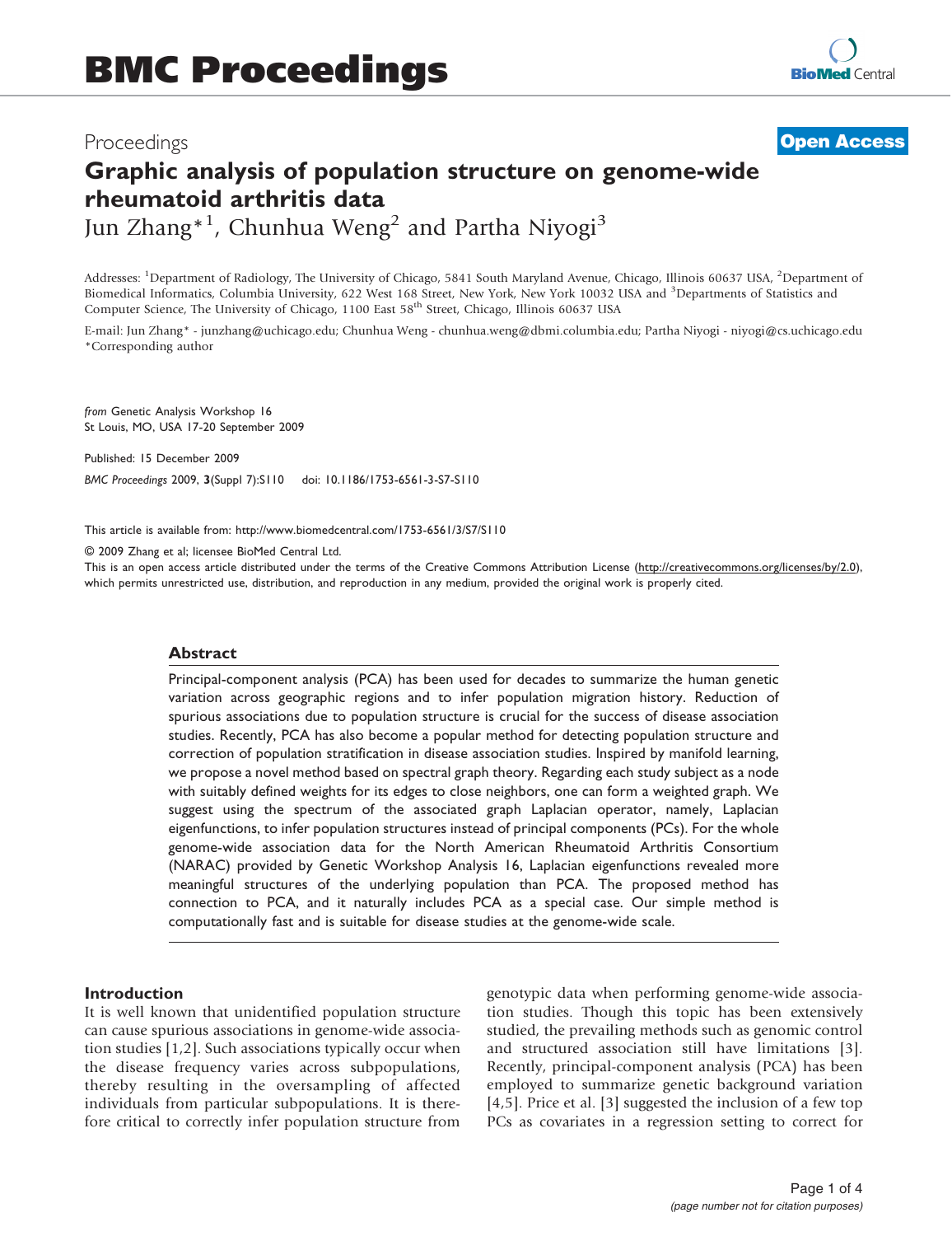# BMC Proceedings

Proceedings **Open Access**

# Graphic analysis of population structure on genome-wide rheumatoid arthritis data

Jun Zhang*[1], Chunhua Weng[2] and Partha Niyogi[3]

Addresses: [1]Department of Radiology, The University of Chicago, 5841 South Maryland Avenue, Chicago, Illinois 60637 USA, [2]Department of Biomedical Informatics, Columbia University, 622 West 168 Street, New York, New York 10032 USA and [3]Departments of Statistics and Computer Science, The University of Chicago, 1100 East 58th Street, Chicago, Illinois 60637 USA

E-mail: Jun Zhang* - junzhang@uchicago.edu; Chunhua Weng - chunhua.weng@dbmi.columbia.edu; Partha Niyogi - niyogi@cs.uchicago.edu
*Corresponding author

*from* Genetic Analysis Workshop 16
St Louis, MO, USA 17-20 September 2009

Published: 15 December 2009

*BMC Proceedings* 2009, **3**(Suppl 7):S110 doi: 10.1186/1753-6561-3-S7-S110

This article is available from: http://www.biomedcentral.com/1753-6561/3/S7/S110

© 2009 Zhang et al; licensee BioMed Central Ltd.
This is an open access article distributed under the terms of the Creative Commons Attribution License (http://creativecommons.org/licenses/by/2.0), which permits unrestricted use, distribution, and reproduction in any medium, provided the original work is properly cited.

## Abstract

Principal-component analysis (PCA) has been used for decades to summarize the human genetic variation across geographic regions and to infer population migration history. Reduction of spurious associations due to population structure is crucial for the success of disease association studies. Recently, PCA has also become a popular method for detecting population structure and correction of population stratification in disease association studies. Inspired by manifold learning, we propose a novel method based on spectral graph theory. Regarding each study subject as a node with suitably defined weights for its edges to close neighbors, one can form a weighted graph. We suggest using the spectrum of the associated graph Laplacian operator, namely, Laplacian eigenfunctions, to infer population structures instead of principal components (PCs). For the whole genome-wide association data for the North American Rheumatoid Arthritis Consortium (NARAC) provided by Genetic Workshop Analysis 16, Laplacian eigenfunctions revealed more meaningful structures of the underlying population than PCA. The proposed method has connection to PCA, and it naturally includes PCA as a special case. Our simple method is computationally fast and is suitable for disease studies at the genome-wide scale.

## Introduction

It is well known that unidentified population structure can cause spurious associations in genome-wide association studies [1,2]. Such associations typically occur when the disease frequency varies across subpopulations, thereby resulting in the oversampling of affected individuals from particular subpopulations. It is therefore critical to correctly infer population structure from genotypic data when performing genome-wide association studies. Though this topic has been extensively studied, the prevailing methods such as genomic control and structured association still have limitations [3]. Recently, principal-component analysis (PCA) has been employed to summarize genetic background variation [4,5]. Price et al. [3] suggested the inclusion of a few top PCs as covariates in a regression setting to correct for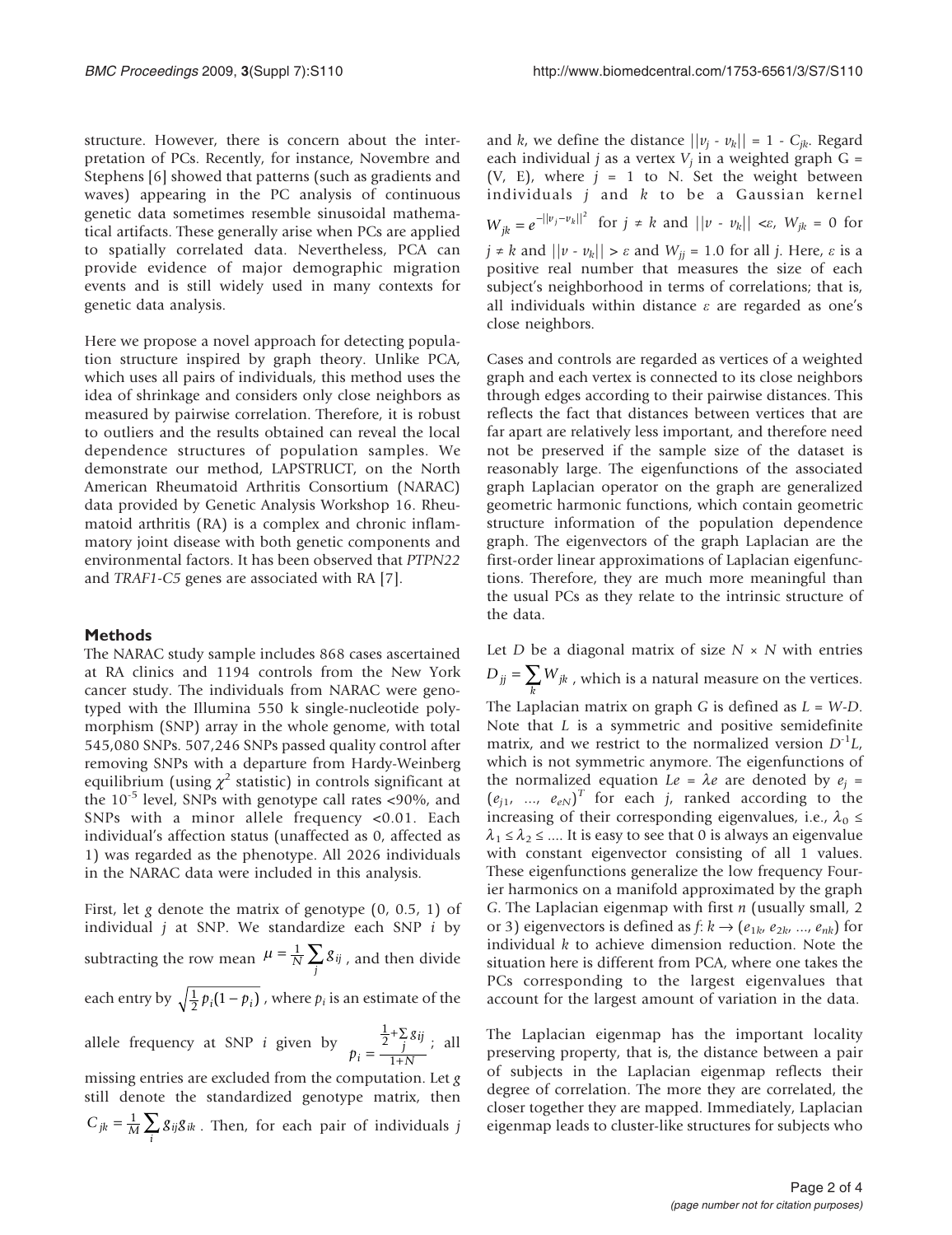structure. However, there is concern about the interpretation of PCs. Recently, for instance, Novembre and Stephens [6] showed that patterns (such as gradients and waves) appearing in the PC analysis of continuous genetic data sometimes resemble sinusoidal mathematical artifacts. These generally arise when PCs are applied to spatially correlated data. Nevertheless, PCA can provide evidence of major demographic migration events and is still widely used in many contexts for genetic data analysis.

Here we propose a novel approach for detecting population structure inspired by graph theory. Unlike PCA, which uses all pairs of individuals, this method uses the idea of shrinkage and considers only close neighbors as measured by pairwise correlation. Therefore, it is robust to outliers and the results obtained can reveal the local dependence structures of population samples. We demonstrate our method, LAPSTRUCT, on the North American Rheumatoid Arthritis Consortium (NARAC) data provided by Genetic Analysis Workshop 16. Rheumatoid arthritis (RA) is a complex and chronic inflammatory joint disease with both genetic components and environmental factors. It has been observed that *PTPN22* and *TRAF1-C5* genes are associated with RA [7].

## Methods

The NARAC study sample includes 868 cases ascertained at RA clinics and 1194 controls from the New York cancer study. The individuals from NARAC were genotyped with the Illumina 550 k single-nucleotide polymorphism (SNP) array in the whole genome, with total 545,080 SNPs. 507,246 SNPs passed quality control after removing SNPs with a departure from Hardy-Weinberg equilibrium (using $\chi^2$ statistic) in controls significant at the $10^{-5}$ level, SNPs with genotype call rates <90%, and SNPs with a minor allele frequency <0.01. Each individual's affection status (unaffected as 0, affected as 1) was regarded as the phenotype. All 2026 individuals in the NARAC data were included in this analysis.

First, let $g$ denote the matrix of genotype (0, 0.5, 1) of individual $j$ at SNP. We standardize each SNP $i$ by subtracting the row mean $\mu = \frac{1}{N}\sum_j g_{ij}$, and then divide each entry by $\sqrt{\frac{1}{2}p_i(1-p_i)}$, where $p_i$ is an estimate of the allele frequency at SNP $i$ given by $p_i = \frac{\frac{1}{2}+\sum_j g_{ij}}{1+N}$; all missing entries are excluded from the computation. Let $g$ still denote the standardized genotype matrix, then $C_{jk} = \frac{1}{M}\sum_i g_{ij}g_{ik}$. Then, for each pair of individuals $j$ and $k$, we define the distance $||v_j - v_k|| = 1 - C_{jk}$. Regard each individual $j$ as a vertex $V_j$ in a weighted graph G = (V, E), where $j$ = 1 to N. Set the weight between individuals $j$ and $k$ to be a Gaussian kernel $W_{jk} = e^{-||v_j - v_k||^2}$ for $j \neq k$ and $||v - v_k|| < \varepsilon$, $W_{jk} = 0$ for $j \neq k$ and $||v - v_k|| > \varepsilon$ and $W_{jj} = 1.0$ for all $j$. Here, $\varepsilon$ is a positive real number that measures the size of each subject's neighborhood in terms of correlations; that is, all individuals within distance $\varepsilon$ are regarded as one's close neighbors.

Cases and controls are regarded as vertices of a weighted graph and each vertex is connected to its close neighbors through edges according to their pairwise distances. This reflects the fact that distances between vertices that are far apart are relatively less important, and therefore need not be preserved if the sample size of the dataset is reasonably large. The eigenfunctions of the associated graph Laplacian operator on the graph are generalized geometric harmonic functions, which contain geometric structure information of the population dependence graph. The eigenvectors of the graph Laplacian are the first-order linear approximations of Laplacian eigenfunctions. Therefore, they are much more meaningful than the usual PCs as they relate to the intrinsic structure of the data.

Let $D$ be a diagonal matrix of size $N \times N$ with entries $D_{jj} = \sum_k W_{jk}$, which is a natural measure on the vertices. The Laplacian matrix on graph $G$ is defined as $L = W\text{-}D$. Note that $L$ is a symmetric and positive semidefinite matrix, and we restrict to the normalized version $D^{-1}L$, which is not symmetric anymore. The eigenfunctions of the normalized equation $Le = \lambda e$ are denoted by $e_j = (e_{j1}, ..., e_{eN})^T$ for each $j$, ranked according to the increasing of their corresponding eigenvalues, i.e., $\lambda_0 \leq \lambda_1 \leq \lambda_2 \leq ...$. It is easy to see that 0 is always an eigenvalue with constant eigenvector consisting of all 1 values. These eigenfunctions generalize the low frequency Fourier harmonics on a manifold approximated by the graph $G$. The Laplacian eigenmap with first $n$ (usually small, 2 or 3) eigenvectors is defined as $f: k \rightarrow (e_{1k}, e_{2k}, ..., e_{nk})$ for individual $k$ to achieve dimension reduction. Note the situation here is different from PCA, where one takes the PCs corresponding to the largest eigenvalues that account for the largest amount of variation in the data.

The Laplacian eigenmap has the important locality preserving property, that is, the distance between a pair of subjects in the Laplacian eigenmap reflects their degree of correlation. The more they are correlated, the closer together they are mapped. Immediately, Laplacian eigenmap leads to cluster-like structures for subjects who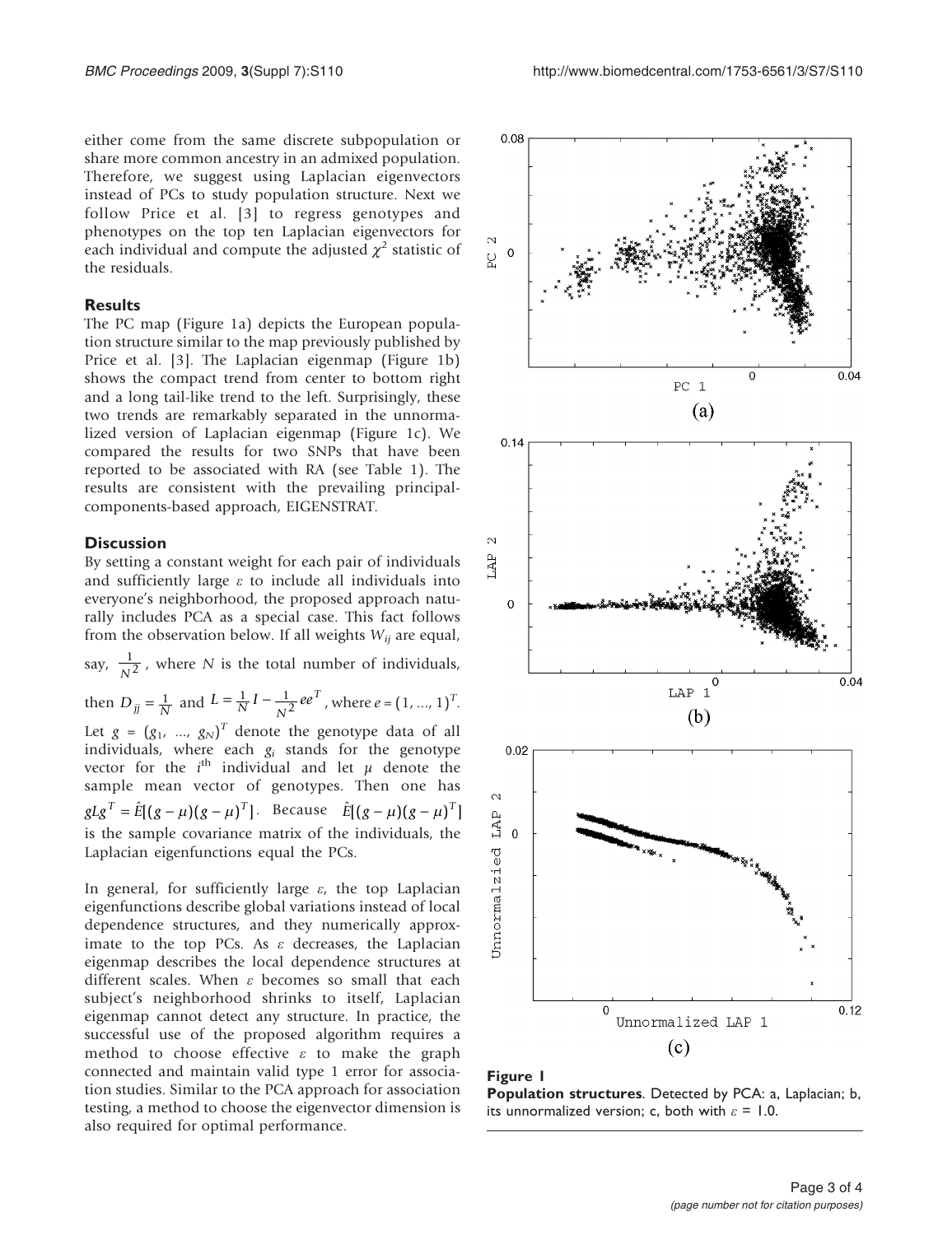either come from the same discrete subpopulation or share more common ancestry in an admixed population. Therefore, we suggest using Laplacian eigenvectors instead of PCs to study population structure. Next we follow Price et al. [3] to regress genotypes and phenotypes on the top ten Laplacian eigenvectors for each individual and compute the adjusted $\chi^2$ statistic of the residuals.

## Results

The PC map (Figure 1a) depicts the European population structure similar to the map previously published by Price et al. [3]. The Laplacian eigenmap (Figure 1b) shows the compact trend from center to bottom right and a long tail-like trend to the left. Surprisingly, these two trends are remarkably separated in the unnormalized version of Laplacian eigenmap (Figure 1c). We compared the results for two SNPs that have been reported to be associated with RA (see Table 1). The results are consistent with the prevailing principal-components-based approach, EIGENSTRAT.

## Discussion

By setting a constant weight for each pair of individuals and sufficiently large $\varepsilon$ to include all individuals into everyone's neighborhood, the proposed approach naturally includes PCA as a special case. This fact follows from the observation below. If all weights $W_{ij}$ are equal, say, $\frac{1}{N^2}$, where $N$ is the total number of individuals, then $D_{jj} = \frac{1}{N}$ and $L = \frac{1}{N} I - \frac{1}{N^2} ee^T$, where $e = (1, \ldots, 1)^T$. Let $g = (g_1, \ldots, g_N)^T$ denote the genotype data of all individuals, where each $g_i$ stands for the genotype vector for the $i^{\text{th}}$ individual and let $\mu$ denote the sample mean vector of genotypes. Then one has $gLg^T = \hat{E}[(g-\mu)(g-\mu)^T]$. Because $\hat{E}[(g-\mu)(g-\mu)^T]$ is the sample covariance matrix of the individuals, the Laplacian eigenfunctions equal the PCs.

In general, for sufficiently large $\varepsilon$, the top Laplacian eigenfunctions describe global variations instead of local dependence structures, and they numerically approximate to the top PCs. As $\varepsilon$ decreases, the Laplacian eigenmap describes the local dependence structures at different scales. When $\varepsilon$ becomes so small that each subject's neighborhood shrinks to itself, Laplacian eigenmap cannot detect any structure. In practice, the successful use of the proposed algorithm requires a method to choose effective $\varepsilon$ to make the graph connected and maintain valid type 1 error for association studies. Similar to the PCA approach for association testing, a method to choose the eigenvector dimension is also required for optimal performance.

**Figure 1**
**Population structures**. Detected by PCA: a, Laplacian; b, its unnormalized version; c, both with $\varepsilon$ = 1.0.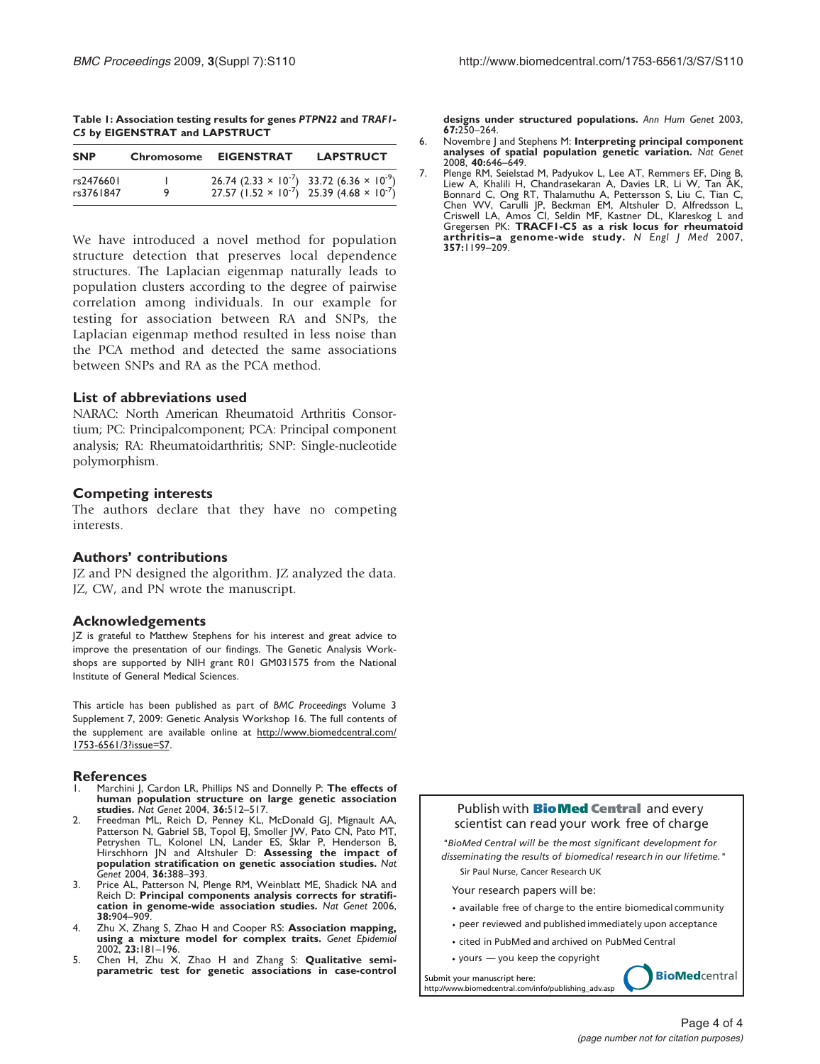**Table 1: Association testing results for genes *PTPN22* and *TRAF1-C5* by EIGENSTRAT and LAPSTRUCT**

| SNP | Chromosome | EIGENSTRAT | LAPSTRUCT |
|---|---|---|---|
| rs2476601 | 1 | 26.74 ($2.33 \times 10^{-7}$) | 33.72 ($6.36 \times 10^{-9}$) |
| rs3761847 | 9 | 27.57 ($1.52 \times 10^{-7}$) | 25.39 ($4.68 \times 10^{-7}$) |

We have introduced a novel method for population structure detection that preserves local dependence structures. The Laplacian eigenmap naturally leads to population clusters according to the degree of pairwise correlation among individuals. In our example for testing for association between RA and SNPs, the Laplacian eigenmap method resulted in less noise than the PCA method and detected the same associations between SNPs and RA as the PCA method.

## List of abbreviations used

NARAC: North American Rheumatoid Arthritis Consortium; PC: Principalcomponent; PCA: Principal component analysis; RA: Rheumatoidarthritis; SNP: Single-nucleotide polymorphism.

## Competing interests

The authors declare that they have no competing interests.

## Authors' contributions

JZ and PN designed the algorithm. JZ analyzed the data. JZ, CW, and PN wrote the manuscript.

## Acknowledgements

JZ is grateful to Matthew Stephens for his interest and great advice to improve the presentation of our findings. The Genetic Analysis Workshops are supported by NIH grant R01 GM031575 from the National Institute of General Medical Sciences.

This article has been published as part of *BMC Proceedings* Volume 3 Supplement 7, 2009: Genetic Analysis Workshop 16. The full contents of the supplement are available online at http://www.biomedcentral.com/1753-6561/3?issue=S7.

## References

1. Marchini J, Cardon LR, Phillips NS and Donnelly P: **The effects of human population structure on large genetic association studies.** *Nat Genet* 2004, **36:**512–517.
2. Freedman ML, Reich D, Penney KL, McDonald GJ, Mignault AA, Patterson N, Gabriel SB, Topol EJ, Smoller JW, Pato CN, Pato MT, Petryshen TL, Kolonel LN, Lander ES, Sklar P, Henderson B, Hirschhorn JN and Altshuler D: **Assessing the impact of population stratification on genetic association studies.** *Nat Genet* 2004, **36:**388–393.
3. Price AL, Patterson N, Plenge RM, Weinblatt ME, Shadick NA and Reich D: **Principal components analysis corrects for stratification in genome-wide association studies.** *Nat Genet* 2006, **38:**904–909.
4. Zhu X, Zhang S, Zhao H and Cooper RS: **Association mapping, using a mixture model for complex traits.** *Genet Epidemiol* 2002, **23:**181–196.
5. Chen H, Zhu X, Zhao H and Zhang S: **Qualitative semi-parametric test for genetic associations in case-control designs under structured populations.** *Ann Hum Genet* 2003, **67:**250–264.
6. Novembre J and Stephens M: **Interpreting principal component analyses of spatial population genetic variation.** *Nat Genet* 2008, **40:**646–649.
7. Plenge RM, Seielstad M, Padyukov L, Lee AT, Remmers EF, Ding B, Liew A, Khalili H, Chandrasekaran A, Davies LR, Li W, Tan AK, Bonnard C, Ong RT, Thalamuthu A, Pettersson S, Liu C, Tian C, Chen WV, Carulli JP, Beckman EM, Altshuler D, Alfredsson L, Criswell LA, Amos CI, Seldin MF, Kastner DL, Klareskog L and Gregersen PK: **TRACF1-C5 as a risk locus for rheumatoid arthritis–a genome-wide study.** *N Engl J Med* 2007, **357:**1199–209.